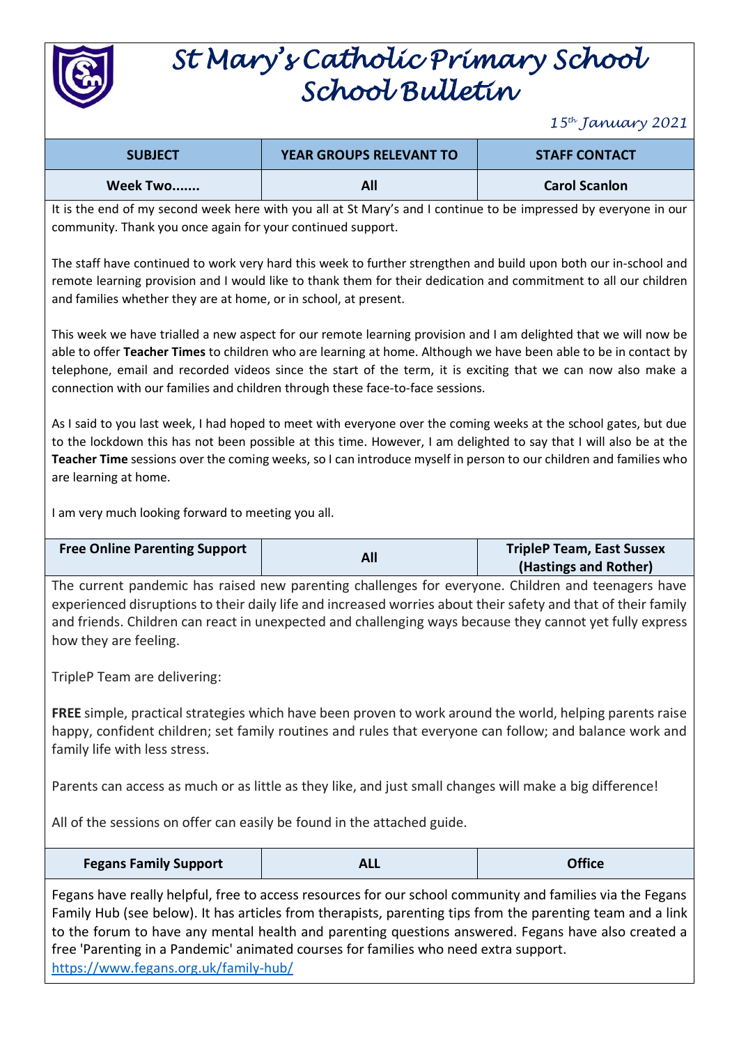# St Mary's Catholic Primary School
# School Bulletin

*15th January 2021*

| SUBJECT | YEAR GROUPS RELEVANT TO | STAFF CONTACT |
|---|---|---|
| **Week Two.......** | **All** | **Carol Scanlon** |

It is the end of my second week here with you all at St Mary's and I continue to be impressed by everyone in our community. Thank you once again for your continued support.

The staff have continued to work very hard this week to further strengthen and build upon both our in-school and remote learning provision and I would like to thank them for their dedication and commitment to all our children and families whether they are at home, or in school, at present.

This week we have trialled a new aspect for our remote learning provision and I am delighted that we will now be able to offer **Teacher Times** to children who are learning at home. Although we have been able to be in contact by telephone, email and recorded videos since the start of the term, it is exciting that we can now also make a connection with our families and children through these face-to-face sessions.

As I said to you last week, I had hoped to meet with everyone over the coming weeks at the school gates, but due to the lockdown this has not been possible at this time. However, I am delighted to say that I will also be at the **Teacher Time** sessions over the coming weeks, so I can introduce myself in person to our children and families who are learning at home.

I am very much looking forward to meeting you all.

| SUBJECT | YEAR GROUPS RELEVANT TO | STAFF CONTACT |
|---|---|---|
| **Free Online Parenting Support** | **All** | **TripleP Team, East Sussex (Hastings and Rother)** |

The current pandemic has raised new parenting challenges for everyone. Children and teenagers have experienced disruptions to their daily life and increased worries about their safety and that of their family and friends. Children can react in unexpected and challenging ways because they cannot yet fully express how they are feeling.

TripleP Team are delivering:

**FREE** simple, practical strategies which have been proven to work around the world, helping parents raise happy, confident children; set family routines and rules that everyone can follow; and balance work and family life with less stress.

Parents can access as much or as little as they like, and just small changes will make a big difference!

All of the sessions on offer can easily be found in the attached guide.

| SUBJECT | YEAR GROUPS RELEVANT TO | STAFF CONTACT |
|---|---|---|
| **Fegans Family Support** | **ALL** | **Office** |

Fegans have really helpful, free to access resources for our school community and families via the Fegans Family Hub (see below). It has articles from therapists, parenting tips from the parenting team and a link to the forum to have any mental health and parenting questions answered. Fegans have also created a free 'Parenting in a Pandemic' animated courses for families who need extra support.
https://www.fegans.org.uk/family-hub/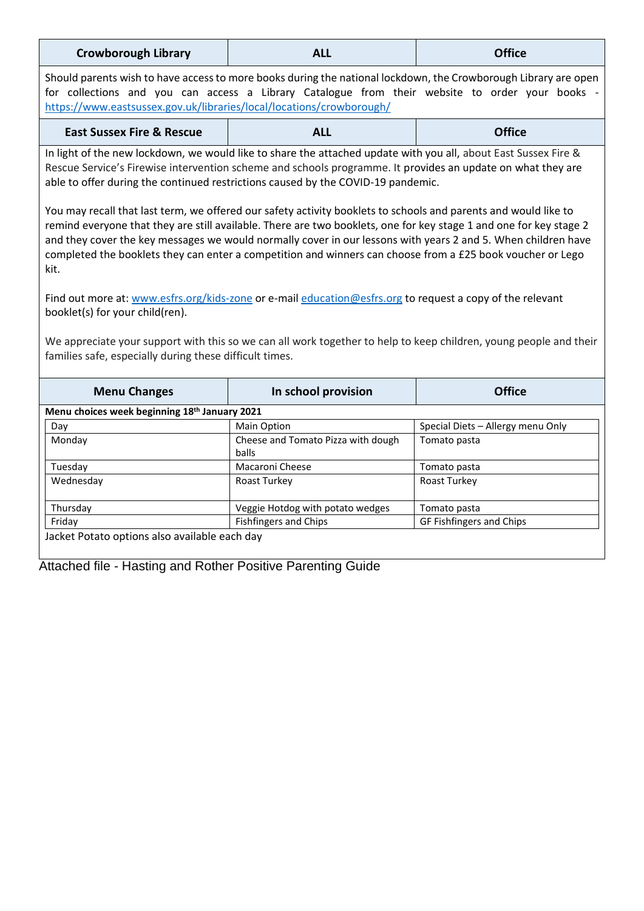| Crowborough Library | ALL | Office |
|---|---|---|

Should parents wish to have access to more books during the national lockdown, the Crowborough Library are open for collections and you can access a Library Catalogue from their website to order your books - https://www.eastsussex.gov.uk/libraries/local/locations/crowborough/

| East Sussex Fire & Rescue | ALL | Office |
|---|---|---|

In light of the new lockdown, we would like to share the attached update with you all, about East Sussex Fire & Rescue Service's Firewise intervention scheme and schools programme. It provides an update on what they are able to offer during the continued restrictions caused by the COVID-19 pandemic.

You may recall that last term, we offered our safety activity booklets to schools and parents and would like to remind everyone that they are still available. There are two booklets, one for key stage 1 and one for key stage 2 and they cover the key messages we would normally cover in our lessons with years 2 and 5. When children have completed the booklets they can enter a competition and winners can choose from a £25 book voucher or Lego kit.

Find out more at: www.esfrs.org/kids-zone or e-mail education@esfrs.org to request a copy of the relevant booklet(s) for your child(ren).

We appreciate your support with this so we can all work together to help to keep children, young people and their families safe, especially during these difficult times.

| Menu Changes | In school provision | Office |
|---|---|---|

**Menu choices week beginning 18th January 2021**

| Day | Main Option | Special Diets – Allergy menu Only |
|---|---|---|
| Monday | Cheese and Tomato Pizza with dough balls | Tomato pasta |
| Tuesday | Macaroni Cheese | Tomato pasta |
| Wednesday | Roast Turkey | Roast Turkey |
| Thursday | Veggie Hotdog with potato wedges | Tomato pasta |
| Friday | Fishfingers and Chips | GF Fishfingers and Chips |

Jacket Potato options also available each day

Attached file - Hasting and Rother Positive Parenting Guide